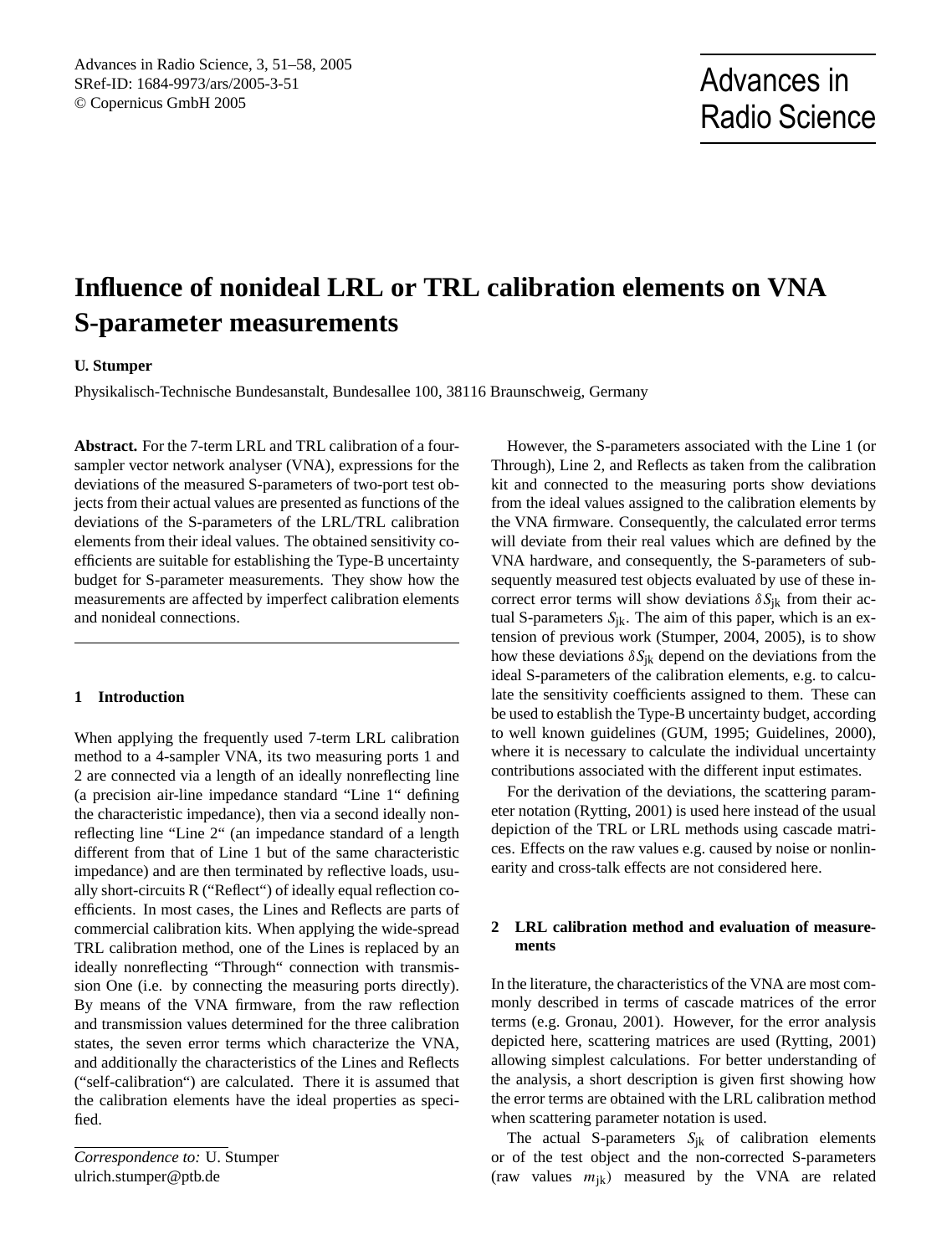# Influence of nonideal LRL or TRL calibration elements on VNA S-parameter measurements

**U. Stumper**

Physikalisch-Technische Bundesanstalt, Bundesallee 100, 38116 Braunschweig, Germany

**Abstract.** For the 7-term LRL and TRL calibration of a four-sampler vector network analyser (VNA), expressions for the deviations of the measured S-parameters of two-port test objects from their actual values are presented as functions of the deviations of the S-parameters of the LRL/TRL calibration elements from their ideal values. The obtained sensitivity coefficients are suitable for establishing the Type-B uncertainty budget for S-parameter measurements. They show how the measurements are affected by imperfect calibration elements and nonideal connections.

## 1 Introduction

When applying the frequently used 7-term LRL calibration method to a 4-sampler VNA, its two measuring ports 1 and 2 are connected via a length of an ideally nonreflecting line (a precision air-line impedance standard "Line 1" defining the characteristic impedance), then via a second ideally nonreflecting line "Line 2" (an impedance standard of a length different from that of Line 1 but of the same characteristic impedance) and are then terminated by reflective loads, usually short-circuits R ("Reflect") of ideally equal reflection coefficients. In most cases, the Lines and Reflects are parts of commercial calibration kits. When applying the wide-spread TRL calibration method, one of the Lines is replaced by an ideally nonreflecting "Through" connection with transmission One (i.e. by connecting the measuring ports directly). By means of the VNA firmware, from the raw reflection and transmission values determined for the three calibration states, the seven error terms which characterize the VNA, and additionally the characteristics of the Lines and Reflects ("self-calibration") are calculated. There it is assumed that the calibration elements have the ideal properties as specified.

However, the S-parameters associated with the Line 1 (or Through), Line 2, and Reflects as taken from the calibration kit and connected to the measuring ports show deviations from the ideal values assigned to the calibration elements by the VNA firmware. Consequently, the calculated error terms will deviate from their real values which are defined by the VNA hardware, and consequently, the S-parameters of subsequently measured test objects evaluated by use of these incorrect error terms will show deviations $\delta S_{\mathrm{jk}}$ from their actual S-parameters $S_{\mathrm{jk}}$. The aim of this paper, which is an extension of previous work (Stumper, 2004, 2005), is to show how these deviations $\delta S_{\mathrm{jk}}$ depend on the deviations from the ideal S-parameters of the calibration elements, e.g. to calculate the sensitivity coefficients assigned to them. These can be used to establish the Type-B uncertainty budget, according to well known guidelines (GUM, 1995; Guidelines, 2000), where it is necessary to calculate the individual uncertainty contributions associated with the different input estimates.

For the derivation of the deviations, the scattering parameter notation (Rytting, 2001) is used here instead of the usual depiction of the TRL or LRL methods using cascade matrices. Effects on the raw values e.g. caused by noise or nonlinearity and cross-talk effects are not considered here.

## 2 LRL calibration method and evaluation of measurements

In the literature, the characteristics of the VNA are most commonly described in terms of cascade matrices of the error terms (e.g. Gronau, 2001). However, for the error analysis depicted here, scattering matrices are used (Rytting, 2001) allowing simplest calculations. For better understanding of the analysis, a short description is given first showing how the error terms are obtained with the LRL calibration method when scattering parameter notation is used.

The actual S-parameters $S_{\mathrm{jk}}$ of calibration elements or of the test object and the non-corrected S-parameters (raw values $m_{\mathrm{jk}}$) measured by the VNA are related

*Correspondence to:* U. Stumper
ulrich.stumper@ptb.de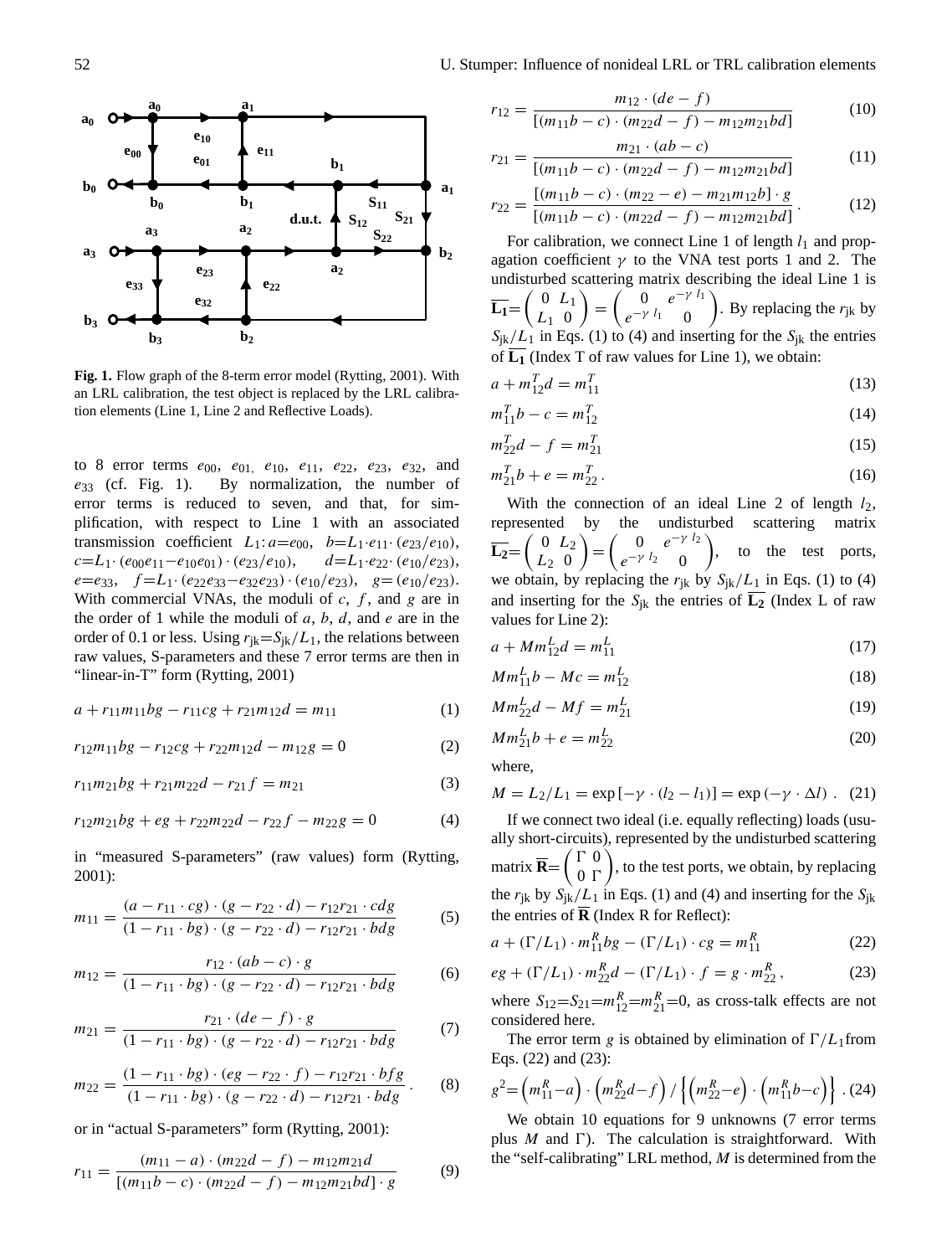**Fig. 1.** Flow graph of the 8-term error model (Rytting, 2001). With an LRL calibration, the test object is replaced by the LRL calibration elements (Line 1, Line 2 and Reflective Loads).

to 8 error terms $e_{00}$, $e_{01}$, $e_{10}$, $e_{11}$, $e_{22}$, $e_{23}$, $e_{32}$, and $e_{33}$ (cf. Fig. 1). By normalization, the number of error terms is reduced to seven, and that, for simplification, with respect to Line 1 with an associated transmission coefficient $L_1$: $a=e_{00}$, $b=L_1 \cdot e_{11} \cdot (e_{23}/e_{10})$, $c=L_1 \cdot (e_{00}e_{11}-e_{10}e_{01}) \cdot (e_{23}/e_{10})$, $d=L_1 \cdot e_{22} \cdot (e_{10}/e_{23})$, $e=e_{33}$, $f=L_1 \cdot (e_{22}e_{33}-e_{32}e_{23}) \cdot (e_{10}/e_{23})$, $g=(e_{10}/e_{23})$. With commercial VNAs, the moduli of $c$, $f$, and $g$ are in the order of 1 while the moduli of $a$, $b$, $d$, and $e$ are in the order of 0.1 or less. Using $r_{jk}=S_{jk}/L_1$, the relations between raw values, S-parameters and these 7 error terms are then in "linear-in-T" form (Rytting, 2001)

$$a + r_{11}m_{11}bg - r_{11}cg + r_{21}m_{12}d = m_{11} \tag{1}$$

$$r_{12}m_{11}bg - r_{12}cg + r_{22}m_{12}d - m_{12}g = 0 \tag{2}$$

$$r_{11}m_{21}bg + r_{21}m_{22}d - r_{21}f = m_{21} \tag{3}$$

$$r_{12}m_{21}bg + eg + r_{22}m_{22}d - r_{22}f - m_{22}g = 0 \tag{4}$$

in "measured S-parameters" (raw values) form (Rytting, 2001):

$$m_{11} = \frac{(a - r_{11} \cdot cg) \cdot (g - r_{22} \cdot d) - r_{12}r_{21} \cdot cdg}{(1 - r_{11} \cdot bg) \cdot (g - r_{22} \cdot d) - r_{12}r_{21} \cdot bdg} \tag{5}$$

$$m_{12} = \frac{r_{12} \cdot (ab - c) \cdot g}{(1 - r_{11} \cdot bg) \cdot (g - r_{22} \cdot d) - r_{12}r_{21} \cdot bdg} \tag{6}$$

$$m_{21} = \frac{r_{21} \cdot (de - f) \cdot g}{(1 - r_{11} \cdot bg) \cdot (g - r_{22} \cdot d) - r_{12}r_{21} \cdot bdg} \tag{7}$$

$$m_{22} = \frac{(1 - r_{11} \cdot bg) \cdot (eg - r_{22} \cdot f) - r_{12}r_{21} \cdot bfg}{(1 - r_{11} \cdot bg) \cdot (g - r_{22} \cdot d) - r_{12}r_{21} \cdot bdg}. \tag{8}$$

or in "actual S-parameters" form (Rytting, 2001):

$$r_{11} = \frac{(m_{11} - a) \cdot (m_{22}d - f) - m_{12}m_{21}d}{[(m_{11}b - c) \cdot (m_{22}d - f) - m_{12}m_{21}bd] \cdot g} \tag{9}$$

$$r_{12} = \frac{m_{12} \cdot (de - f)}{[(m_{11}b - c) \cdot (m_{22}d - f) - m_{12}m_{21}bd]} \tag{10}$$

$$r_{21} = \frac{m_{21} \cdot (ab - c)}{[(m_{11}b - c) \cdot (m_{22}d - f) - m_{12}m_{21}bd]} \tag{11}$$

$$r_{22} = \frac{[(m_{11}b - c) \cdot (m_{22} - e) - m_{21}m_{12}b] \cdot g}{[(m_{11}b - c) \cdot (m_{22}d - f) - m_{12}m_{21}bd]}. \tag{12}$$

For calibration, we connect Line 1 of length $l_1$ and propagation coefficient $\gamma$ to the VNA test ports 1 and 2. The undisturbed scattering matrix describing the ideal Line 1 is $\overline{\mathbf{L_1}}=\begin{pmatrix} 0 & L_1 \\ L_1 & 0 \end{pmatrix} = \begin{pmatrix} 0 & e^{-\gamma\, l_1} \\ e^{-\gamma\, l_1} & 0 \end{pmatrix}$. By replacing the $r_{jk}$ by $S_{jk}/L_1$ in Eqs. (1) to (4) and inserting for the $S_{jk}$ the entries of $\overline{\mathbf{L_1}}$ (Index T of raw values for Line 1), we obtain:

$$a + m_{12}^T d = m_{11}^T \tag{13}$$

$$m_{11}^T b - c = m_{12}^T \tag{14}$$

$$m_{22}^T d - f = m_{21}^T \tag{15}$$

$$m_{21}^T b + e = m_{22}^T. \tag{16}$$

With the connection of an ideal Line 2 of length $l_2$, represented by the undisturbed scattering matrix $\overline{\mathbf{L_2}}=\begin{pmatrix} 0 & L_2 \\ L_2 & 0 \end{pmatrix} = \begin{pmatrix} 0 & e^{-\gamma\, l_2} \\ e^{-\gamma\, l_2} & 0 \end{pmatrix}$, to the test ports, we obtain, by replacing the $r_{jk}$ by $S_{jk}/L_1$ in Eqs. (1) to (4) and inserting for the $S_{jk}$ the entries of $\overline{\mathbf{L_2}}$ (Index L of raw values for Line 2):

$$a + Mm_{12}^L d = m_{11}^L \tag{17}$$

$$Mm_{11}^L b - Mc = m_{12}^L \tag{18}$$

$$Mm_{22}^L d - Mf = m_{21}^L \tag{19}$$

$$Mm_{21}^L b + e = m_{22}^L \tag{20}$$

where,

$$M = L_2/L_1 = \exp\left[-\gamma \cdot (l_2 - l_1)\right] = \exp\left(-\gamma \cdot \Delta l\right). \tag{21}$$

If we connect two ideal (i.e. equally reflecting) loads (usually short-circuits), represented by the undisturbed scattering matrix $\overline{\mathbf{R}}=\begin{pmatrix} \Gamma & 0 \\ 0 & \Gamma \end{pmatrix}$, to the test ports, we obtain, by replacing the $r_{jk}$ by $S_{jk}/L_1$ in Eqs. (1) and (4) and inserting for the $S_{jk}$ the entries of $\overline{\mathbf{R}}$ (Index R for Reflect):

$$a + (\Gamma/L_1) \cdot m_{11}^R bg - (\Gamma/L_1) \cdot cg = m_{11}^R \tag{22}$$

$$eg + (\Gamma/L_1) \cdot m_{22}^R d - (\Gamma/L_1) \cdot f = g \cdot m_{22}^R, \tag{23}$$

where $S_{12}=S_{21}=m_{12}^R=m_{21}^R=0$, as cross-talk effects are not considered here.

The error term $g$ is obtained by elimination of $\Gamma/L_1$ from Eqs. (22) and (23):

$$g^2 = \left(m_{11}^R - a\right) \cdot \left(m_{22}^R d - f\right) / \left\{\left(m_{22}^R - e\right) \cdot \left(m_{11}^R b - c\right)\right\}. \tag{24}$$

We obtain 10 equations for 9 unknowns (7 error terms plus $M$ and $\Gamma$). The calculation is straightforward. With the "self-calibrating" LRL method, $M$ is determined from the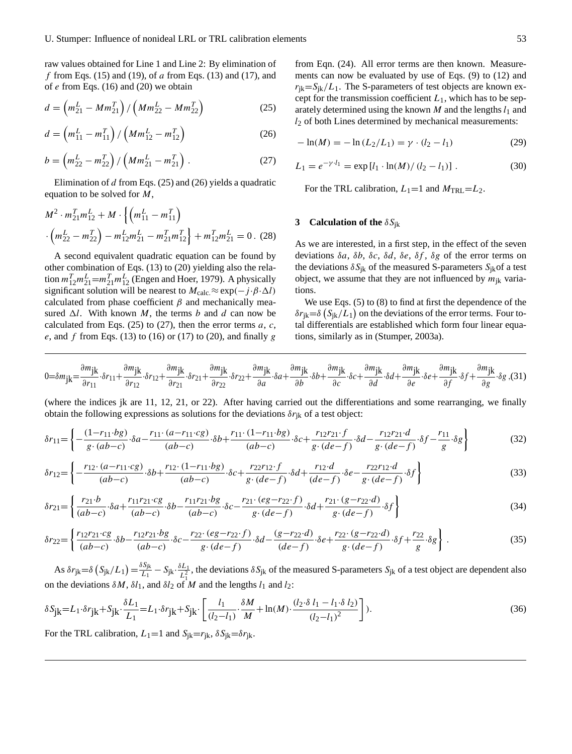raw values obtained for Line 1 and Line 2: By elimination of $f$ from Eqs. (15) and (19), of $a$ from Eqs. (13) and (17), and of $e$ from Eqs. (16) and (20) we obtain

$$d = \left(m_{21}^L - Mm_{21}^T\right) / \left(Mm_{22}^L - Mm_{22}^T\right) \tag{25}$$

$$d = \left(m_{11}^L - m_{11}^T\right) / \left(Mm_{12}^L - m_{12}^T\right) \tag{26}$$

$$b = \left(m_{22}^L - m_{22}^T\right) / \left(Mm_{21}^L - m_{21}^T\right) . \tag{27}$$

Elimination of $d$ from Eqs. (25) and (26) yields a quadratic equation to be solved for $M$,

$$M^2 \cdot m_{21}^T m_{12}^L + M \cdot \left\{ \left(m_{11}^L - m_{11}^T\right) \cdot \left(m_{22}^L - m_{22}^T\right) - m_{12}^L m_{21}^L - m_{21}^T m_{12}^T \right\} + m_{12}^T m_{21}^L = 0 \,. \tag{28}$$

A second equivalent quadratic equation can be found by other combination of Eqs. (13) to (20) yielding also the relation $m_{12}^T m_{21}^L = m_{21}^T m_{12}^L$ (Engen and Hoer, 1979). A physically significant solution will be nearest to $M_{\text{calc.}} \approx \exp(-j \cdot \beta \cdot \Delta l)$ calculated from phase coefficient $\beta$ and mechanically measured $\Delta l$. With known $M$, the terms $b$ and $d$ can now be calculated from Eqs. (25) to (27), then the error terms $a$, $c$, $e$, and $f$ from Eqs. (13) to (16) or (17) to (20), and finally $g$ from Eqn. (24). All error terms are then known. Measurements can now be evaluated by use of Eqs. (9) to (12) and $r_{\text{jk}} = S_{\text{jk}} / L_1$. The S-parameters of test objects are known except for the transmission coefficient $L_1$, which has to be separately determined using the known $M$ and the lengths $l_1$ and $l_2$ of both Lines determined by mechanical measurements:

$$-\ln(M) = -\ln\left(L_2/L_1\right) = \gamma \cdot (l_2 - l_1) \tag{29}$$

$$L_1 = e^{-\gamma \cdot l_1} = \exp\left[l_1 \cdot \ln(M) / (l_2 - l_1)\right] . \tag{30}$$

For the TRL calibration, $L_1 = 1$ and $M_{\text{TRL}} = L_2$.

## 3 Calculation of the $\delta S_{\text{jk}}$

As we are interested, in a first step, in the effect of the seven deviations $\delta a$, $\delta b$, $\delta c$, $\delta d$, $\delta e$, $\delta f$, $\delta g$ of the error terms on the deviations $\delta S_{\text{jk}}$ of the measured S-parameters $S_{\text{jk}}$ of a test object, we assume that they are not influenced by $m_{\text{jk}}$ variations.

We use Eqs. (5) to (8) to find at first the dependence of the $\delta r_{\text{jk}} = \delta\left(S_{\text{jk}} / L_1\right)$ on the deviations of the error terms. Four total differentials are established which form four linear equations, similarly as in (Stumper, 2003a).

$$0 = \delta m_{\text{jk}} = \frac{\partial m_{\text{jk}}}{\partial r_{11}} \cdot \delta r_{11} + \frac{\partial m_{\text{jk}}}{\partial r_{12}} \cdot \delta r_{12} + \frac{\partial m_{\text{jk}}}{\partial r_{21}} \cdot \delta r_{21} + \frac{\partial m_{\text{jk}}}{\partial r_{22}} \cdot \delta r_{22} + \frac{\partial m_{\text{jk}}}{\partial a} \cdot \delta a + \frac{\partial m_{\text{jk}}}{\partial b} \cdot \delta b + \frac{\partial m_{\text{jk}}}{\partial c} \cdot \delta c + \frac{\partial m_{\text{jk}}}{\partial d} \cdot \delta d + \frac{\partial m_{\text{jk}}}{\partial e} \cdot \delta e + \frac{\partial m_{\text{jk}}}{\partial f} \cdot \delta f + \frac{\partial m_{\text{jk}}}{\partial g} \cdot \delta g \,, \tag{31}$$

(where the indices jk are 11, 12, 21, or 22). After having carried out the differentiations and some rearranging, we finally obtain the following expressions as solutions for the deviations $\delta r_{\text{jk}}$ of a test object:

$$\delta r_{11} = \left\{ -\frac{(1 - r_{11} \cdot bg)}{g \cdot (ab - c)} \cdot \delta a - \frac{r_{11} \cdot (a - r_{11} \cdot cg)}{(ab - c)} \cdot \delta b + \frac{r_{11} \cdot (1 - r_{11} \cdot bg)}{(ab - c)} \cdot \delta c + \frac{r_{12} r_{21} \cdot f}{g \cdot (de - f)} \cdot \delta d - \frac{r_{12} r_{21} \cdot d}{g \cdot (de - f)} \cdot \delta f - \frac{r_{11}}{g} \cdot \delta g \right\} \tag{32}$$

$$\delta r_{12} = \left\{ -\frac{r_{12} \cdot (a - r_{11} \cdot cg)}{(ab - c)} \cdot \delta b + \frac{r_{12} \cdot (1 - r_{11} \cdot bg)}{(ab - c)} \cdot \delta c + \frac{r_{22} r_{12} \cdot f}{g \cdot (de - f)} \cdot \delta d + \frac{r_{12} \cdot d}{(de - f)} \cdot \delta e - \frac{r_{22} r_{12} \cdot d}{g \cdot (de - f)} \cdot \delta f \right\} \tag{33}$$

$$\delta r_{21} = \left\{ \frac{r_{21} \cdot b}{(ab - c)} \cdot \delta a + \frac{r_{11} r_{21} \cdot cg}{(ab - c)} \cdot \delta b - \frac{r_{11} r_{21} \cdot bg}{(ab - c)} \cdot \delta c - \frac{r_{21} \cdot (eg - r_{22} \cdot f)}{g \cdot (de - f)} \cdot \delta d + \frac{r_{21} \cdot (g - r_{22} \cdot d)}{g \cdot (de - f)} \cdot \delta f \right\} \tag{34}$$

$$\delta r_{22} = \left\{ \frac{r_{12} r_{21} \cdot cg}{(ab - c)} \cdot \delta b - \frac{r_{12} r_{21} \cdot bg}{(ab - c)} \cdot \delta c - \frac{r_{22} \cdot (eg - r_{22} \cdot f)}{g \cdot (de - f)} \cdot \delta d - \frac{(g - r_{22} \cdot d)}{(de - f)} \cdot \delta e + \frac{r_{22} \cdot (g - r_{22} \cdot d)}{g \cdot (de - f)} \cdot \delta f + \frac{r_{22}}{g} \cdot \delta g \right\} . \tag{35}$$

As $\delta r_{\text{jk}} = \delta\left(S_{\text{jk}} / L_1\right) = \frac{\delta S_{\text{jk}}}{L_1} - S_{\text{jk}} \cdot \frac{\delta L_1}{L_1^2}$, the deviations $\delta S_{\text{jk}}$ of the measured S-parameters $S_{\text{jk}}$ of a test object are dependent also on the deviations $\delta M$, $\delta l_1$, and $\delta l_2$ of $M$ and the lengths $l_1$ and $l_2$:

$$\delta S_{\text{jk}} = L_1 \cdot \delta r_{\text{jk}} + S_{\text{jk}} \cdot \frac{\delta L_1}{L_1} = L_1 \cdot \delta r_{\text{jk}} + S_{\text{jk}} \cdot \left[ \frac{l_1}{(l_2 - l_1)} \cdot \frac{\delta M}{M} + \ln(M) \cdot \frac{(l_2 \cdot \delta\, l_1 - l_1 \cdot \delta\, l_2)}{(l_2 - l_1)^2} \right] ). \tag{36}$$

For the TRL calibration, $L_1 = 1$ and $S_{\text{jk}} = r_{\text{jk}}$, $\delta S_{\text{jk}} = \delta r_{\text{jk}}$.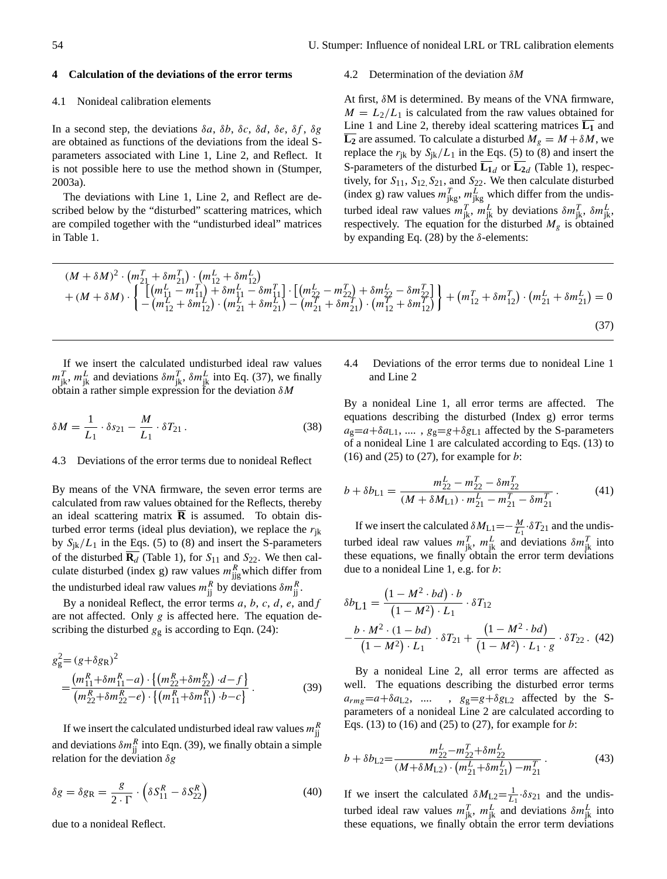## 4 Calculation of the deviations of the error terms

### 4.1 Nonideal calibration elements

In a second step, the deviations $\delta a$, $\delta b$, $\delta c$, $\delta d$, $\delta e$, $\delta f$, $\delta g$ are obtained as functions of the deviations from the ideal S-parameters associated with Line 1, Line 2, and Reflect. It is not possible here to use the method shown in (Stumper, 2003a).

The deviations with Line 1, Line 2, and Reflect are described below by the "disturbed" scattering matrices, which are compiled together with the "undisturbed ideal" matrices in Table 1.

### 4.2 Determination of the deviation $\delta M$

At first, $\delta$M is determined. By means of the VNA firmware, $M = L_2/L_1$ is calculated from the raw values obtained for Line 1 and Line 2, thereby ideal scattering matrices $\overline{\mathbf{L_1}}$ and $\overline{\mathbf{L_2}}$ are assumed. To calculate a disturbed $M_g = M + \delta M$, we replace the $r_{jk}$ by $S_{jk}/L_1$ in the Eqs. (5) to (8) and insert the S-parameters of the disturbed $\overline{\mathbf{L_1}}_d$ or $\overline{\mathbf{L_2}}_d$ (Table 1), respectively, for $S_{11}$, $S_{12}$, $S_{21}$, and $S_{22}$. We then calculate disturbed (index g) raw values $m^T_{jkg}$, $m^L_{jkg}$ which differ from the undisturbed ideal raw values $m^T_{jk}$, $m^L_{jk}$ by deviations $\delta m^T_{jk}$, $\delta m^L_{jk}$, respectively. The equation for the disturbed $M_g$ is obtained by expanding Eq. (28) by the $\delta$-elements:

$$
\begin{aligned}
&(M+\delta M)^2\cdot\left(m^T_{21}+\delta m^T_{21}\right)\cdot\left(m^L_{12}+\delta m^L_{12}\right)\\
&+(M+\delta M)\cdot\left\{\begin{matrix}\left[\left(m^L_{11}-m^T_{11}\right)+\delta m^L_{11}-\delta m^T_{11}\right]\cdot\left[\left(m^L_{22}-m^T_{22}\right)+\delta m^L_{22}-\delta m^T_{22}\right]\\-\left(m^L_{12}+\delta m^L_{12}\right)\cdot\left(m^L_{21}+\delta m^L_{21}\right)-\left(m^T_{21}+\delta m^T_{21}\right)\cdot\left(m^T_{12}+\delta m^T_{12}\right)\end{matrix}\right\}+\left(m^T_{12}+\delta m^T_{12}\right)\cdot\left(m^L_{21}+\delta m^L_{21}\right)=0
\end{aligned}
\tag{37}
$$

If we insert the calculated undisturbed ideal raw values $m^T_{jk}$, $m^L_{jk}$ and deviations $\delta m^T_{jk}$, $\delta m^L_{jk}$ into Eq. (37), we finally obtain a rather simple expression for the deviation $\delta M$

$$
\delta M = \frac{1}{L_1}\cdot\delta s_{21} - \frac{M}{L_1}\cdot\delta T_{21}\,. \tag{38}
$$

### 4.3 Deviations of the error terms due to nonideal Reflect

By means of the VNA firmware, the seven error terms are calculated from raw values obtained for the Reflects, thereby an ideal scattering matrix $\overline{\mathbf{R}}$ is assumed. To obtain disturbed error terms (ideal plus deviation), we replace the $r_{jk}$ by $S_{jk}/L_1$ in the Eqs. (5) to (8) and insert the S-parameters of the disturbed $\overline{\mathbf{R}_d}$ (Table 1), for $S_{11}$ and $S_{22}$. We then calculate disturbed (index g) raw values $m^R_{jjg}$ which differ from the undisturbed ideal raw values $m^R_{jj}$ by deviations $\delta m^R_{jj}$.

By a nonideal Reflect, the error terms $a$, $b$, $c$, $d$, $e$, and $f$ are not affected. Only $g$ is affected here. The equation describing the disturbed $g_g$ is according to Eqn. (24):

$$
\begin{aligned}
g_g^2 &= (g+\delta g_R)^2\\
&= \frac{\left(m^R_{11}+\delta m^R_{11}-a\right)\cdot\left\{\left(m^R_{22}+\delta m^R_{22}\right)\cdot d-f\right\}}{\left(m^R_{22}+\delta m^R_{22}-e\right)\cdot\left\{\left(m^R_{11}+\delta m^R_{11}\right)\cdot b-c\right\}}\,.
\end{aligned}
\tag{39}
$$

If we insert the calculated undisturbed ideal raw values $m^R_{jj}$ and deviations $\delta m^R_{jj}$ into Eqn. (39), we finally obtain a simple relation for the deviation $\delta g$

$$
\delta g = \delta g_R = \frac{g}{2\cdot\Gamma}\cdot\left(\delta S^R_{11} - \delta S^R_{22}\right) \tag{40}
$$

due to a nonideal Reflect.

### 4.4 Deviations of the error terms due to nonideal Line 1 and Line 2

By a nonideal Line 1, all error terms are affected. The equations describing the disturbed (Index g) error terms $a_g = a + \delta a_{L1}$, .... , $g_g = g + \delta g_{L1}$ affected by the S-parameters of a nonideal Line 1 are calculated according to Eqs. (13) to (16) and (25) to (27), for example for $b$:

$$
b + \delta b_{L1} = \frac{m^L_{22} - m^T_{22} - \delta m^T_{22}}{(M+\delta M_{L1})\cdot m^L_{21} - m^T_{21} - \delta m^T_{21}}\,. \tag{41}
$$

If we insert the calculated $\delta M_{L1} = -\frac{M}{L_1}\cdot\delta T_{21}$ and the undisturbed ideal raw values $m^T_{jk}$, $m^L_{jk}$ and deviations $\delta m^T_{jk}$ into these equations, we finally obtain the error term deviations due to a nonideal Line 1, e.g. for $b$:

$$
\begin{aligned}
\delta b_{L1} &= \frac{\left(1-M^2\cdot bd\right)\cdot b}{\left(1-M^2\right)\cdot L_1}\cdot\delta T_{12}\\
&-\frac{b\cdot M^2\cdot(1-bd)}{\left(1-M^2\right)\cdot L_1}\cdot\delta T_{21} + \frac{\left(1-M^2\cdot bd\right)}{\left(1-M^2\right)\cdot L_1\cdot g}\cdot\delta T_{22}\,.
\end{aligned}
\tag{42}
$$

By a nonideal Line 2, all error terms are affected as well. The equations describing the disturbed error terms $a_{rmg} = a + \delta a_{L2}$, .... , $g_g = g + \delta g_{L2}$ affected by the S-parameters of a nonideal Line 2 are calculated according to Eqs. (13) to (16) and (25) to (27), for example for $b$:

$$
b + \delta b_{L2} = \frac{m^L_{22} - m^T_{22} + \delta m^L_{22}}{(M+\delta M_{L2})\cdot\left(m^L_{21}+\delta m^L_{21}\right) - m^T_{21}}\,. \tag{43}
$$

If we insert the calculated $\delta M_{L2} = \frac{1}{L_1}\cdot\delta s_{21}$ and the undisturbed ideal raw values $m^T_{jk}$, $m^L_{jk}$ and deviations $\delta m^L_{jk}$ into these equations, we finally obtain the error term deviations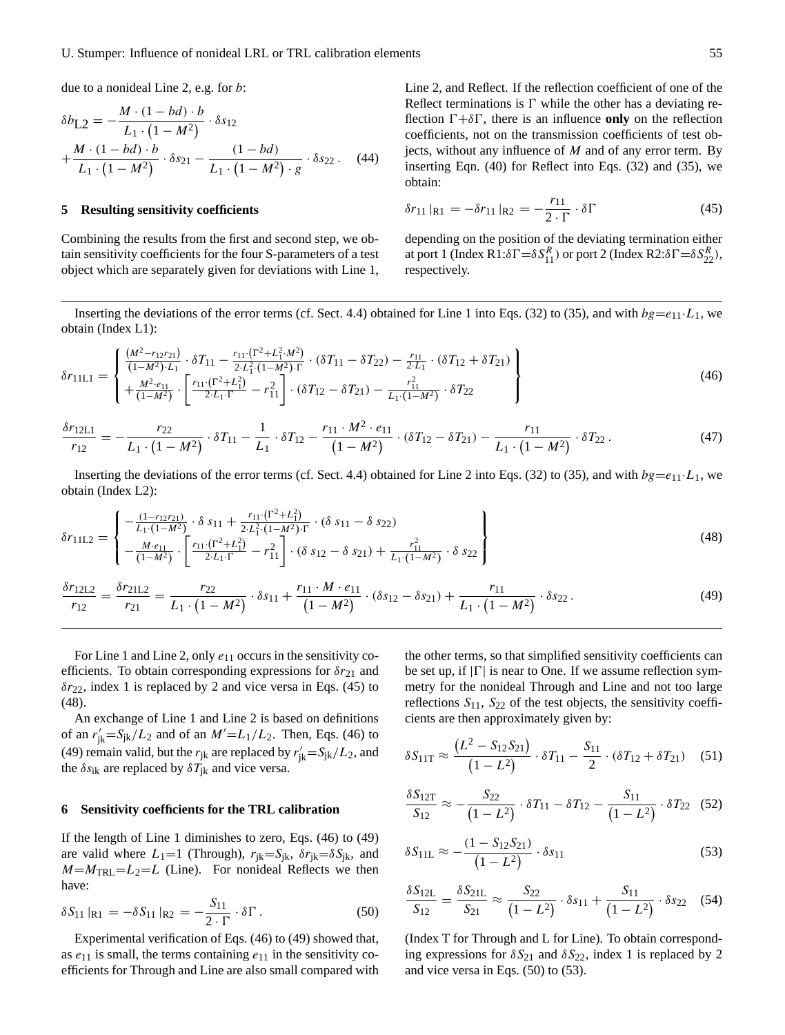due to a nonideal Line 2, e.g. for $b$:

$$\delta b_{\mathrm{L2}} = -\frac{M\cdot(1-bd)\cdot b}{L_1\cdot\left(1-M^2\right)}\cdot\delta s_{12} + \frac{M\cdot(1-bd)\cdot b}{L_1\cdot\left(1-M^2\right)}\cdot\delta s_{21} - \frac{(1-bd)}{L_1\cdot\left(1-M^2\right)\cdot g}\cdot\delta s_{22}\,. \quad (44)$$

## 5 Resulting sensitivity coefficients

Combining the results from the first and second step, we obtain sensitivity coefficients for the four S-parameters of a test object which are separately given for deviations with Line 1, Line 2, and Reflect. If the reflection coefficient of one of the Reflect terminations is $\Gamma$ while the other has a deviating reflection $\Gamma+\delta\Gamma$, there is an influence **only** on the reflection coefficients, not on the transmission coefficients of test objects, without any influence of $M$ and of any error term. By inserting Eqn. (40) for Reflect into Eqs. (32) and (35), we obtain:

$$\delta r_{11}\left|_{\mathrm{R1}}\right. = -\delta r_{11}\left|_{\mathrm{R2}}\right. = -\frac{r_{11}}{2\cdot\Gamma}\cdot\delta\Gamma \quad (45)$$

depending on the position of the deviating termination either at port 1 (Index R1:$\delta\Gamma=\delta S^R_{11}$) or port 2 (Index R2:$\delta\Gamma=\delta S^R_{22}$), respectively.

Inserting the deviations of the error terms (cf. Sect. 4.4) obtained for Line 1 into Eqs. (32) to (35), and with $bg=e_{11}\cdot L_1$, we obtain (Index L1):

$$\delta r_{11\mathrm{L1}} = \left\{\begin{array}{l} \frac{\left(M^2-r_{12}r_{21}\right)}{\left(1-M^2\right)\cdot L_1}\cdot\delta T_{11} - \frac{r_{11}\cdot\left(\Gamma^2+L_1^2\cdot M^2\right)}{2\cdot L_1^2\cdot\left(1-M^2\right)\cdot\Gamma}\cdot\left(\delta T_{11}-\delta T_{22}\right) - \frac{r_{11}}{2\cdot L_1}\cdot\left(\delta T_{12}+\delta T_{21}\right) \\ + \frac{M^2\cdot e_{11}}{\left(1-M^2\right)}\cdot\left[\frac{r_{11}\cdot\left(\Gamma^2+L_1^2\right)}{2\cdot L_1\cdot\Gamma} - r_{11}^2\right]\cdot\left(\delta T_{12}-\delta T_{21}\right) - \frac{r_{11}^2}{L_1\cdot\left(1-M^2\right)}\cdot\delta T_{22} \end{array}\right\} \quad (46)$$

$$\frac{\delta r_{12\mathrm{L1}}}{r_{12}} = -\frac{r_{22}}{L_1\cdot\left(1-M^2\right)}\cdot\delta T_{11} - \frac{1}{L_1}\cdot\delta T_{12} - \frac{r_{11}\cdot M^2\cdot e_{11}}{\left(1-M^2\right)}\cdot\left(\delta T_{12}-\delta T_{21}\right) - \frac{r_{11}}{L_1\cdot\left(1-M^2\right)}\cdot\delta T_{22}\,. \quad (47)$$

Inserting the deviations of the error terms (cf. Sect. 4.4) obtained for Line 2 into Eqs. (32) to (35), and with $bg=e_{11}\cdot L_1$, we obtain (Index L2):

$$\delta r_{11\mathrm{L2}} = \left\{\begin{array}{l} -\frac{\left(1-r_{12}r_{21}\right)}{L_1\cdot\left(1-M^2\right)}\cdot\delta s_{11} + \frac{r_{11}\cdot\left(\Gamma^2+L_1^2\right)}{2\cdot L_1^2\cdot\left(1-M^2\right)\cdot\Gamma}\cdot\left(\delta s_{11}-\delta s_{22}\right) \\ - \frac{M\cdot e_{11}}{\left(1-M^2\right)}\cdot\left[\frac{r_{11}\cdot\left(\Gamma^2+L_1^2\right)}{2\cdot L_1\cdot\Gamma} - r_{11}^2\right]\cdot\left(\delta s_{12}-\delta s_{21}\right) + \frac{r_{11}^2}{L_1\cdot\left(1-M^2\right)}\cdot\delta s_{22} \end{array}\right\} \quad (48)$$

$$\frac{\delta r_{12\mathrm{L2}}}{r_{12}} = \frac{\delta r_{21\mathrm{L2}}}{r_{21}} = \frac{r_{22}}{L_1\cdot\left(1-M^2\right)}\cdot\delta s_{11} + \frac{r_{11}\cdot M\cdot e_{11}}{\left(1-M^2\right)}\cdot\left(\delta s_{12}-\delta s_{21}\right) + \frac{r_{11}}{L_1\cdot\left(1-M^2\right)}\cdot\delta s_{22}\,. \quad (49)$$

For Line 1 and Line 2, only $e_{11}$ occurs in the sensitivity coefficients. To obtain corresponding expressions for $\delta r_{21}$ and $\delta r_{22}$, index 1 is replaced by 2 and vice versa in Eqs. (45) to (48).

An exchange of Line 1 and Line 2 is based on definitions of an $r'_{\mathrm{jk}}=S_{\mathrm{jk}}/L_2$ and of an $M'=L_1/L_2$. Then, Eqs. (46) to (49) remain valid, but the $r_{\mathrm{jk}}$ are replaced by $r'_{\mathrm{jk}}=S_{\mathrm{jk}}/L_2$, and the $\delta s_{\mathrm{ik}}$ are replaced by $\delta T_{\mathrm{jk}}$ and vice versa.

## 6 Sensitivity coefficients for the TRL calibration

If the length of Line 1 diminishes to zero, Eqs. (46) to (49) are valid where $L_1=1$ (Through), $r_{\mathrm{jk}}=S_{\mathrm{jk}}$, $\delta r_{\mathrm{jk}}=\delta S_{\mathrm{jk}}$, and $M=M_{\mathrm{TRL}}=L_2=L$ (Line). For nonideal Reflects we then have:

$$\delta S_{11}\left|_{\mathrm{R1}}\right. = -\delta S_{11}\left|_{\mathrm{R2}}\right. = -\frac{S_{11}}{2\cdot\Gamma}\cdot\delta\Gamma\,. \quad (50)$$

Experimental verification of Eqs. (46) to (49) showed that, as $e_{11}$ is small, the terms containing $e_{11}$ in the sensitivity coefficients for Through and Line are also small compared with the other terms, so that simplified sensitivity coefficients can be set up, if $|\Gamma|$ is near to One. If we assume reflection symmetry for the nonideal Through and Line and not too large reflections $S_{11}$, $S_{22}$ of the test objects, the sensitivity coefficients are then approximately given by:

$$\delta S_{11\mathrm{T}} \approx \frac{\left(L^2-S_{12}S_{21}\right)}{\left(1-L^2\right)}\cdot\delta T_{11} - \frac{S_{11}}{2}\cdot\left(\delta T_{12}+\delta T_{21}\right) \quad (51)$$

$$\frac{\delta S_{12\mathrm{T}}}{S_{12}} \approx -\frac{S_{22}}{\left(1-L^2\right)}\cdot\delta T_{11} - \delta T_{12} - \frac{S_{11}}{\left(1-L^2\right)}\cdot\delta T_{22} \quad (52)$$

$$\delta S_{11\mathrm{L}} \approx -\frac{\left(1-S_{12}S_{21}\right)}{\left(1-L^2\right)}\cdot\delta s_{11} \quad (53)$$

$$\frac{\delta S_{12\mathrm{L}}}{S_{12}} = \frac{\delta S_{21\mathrm{L}}}{S_{21}} \approx \frac{S_{22}}{\left(1-L^2\right)}\cdot\delta s_{11} + \frac{S_{11}}{\left(1-L^2\right)}\cdot\delta s_{22} \quad (54)$$

(Index T for Through and L for Line). To obtain corresponding expressions for $\delta S_{21}$ and $\delta S_{22}$, index 1 is replaced by 2 and vice versa in Eqs. (50) to (53).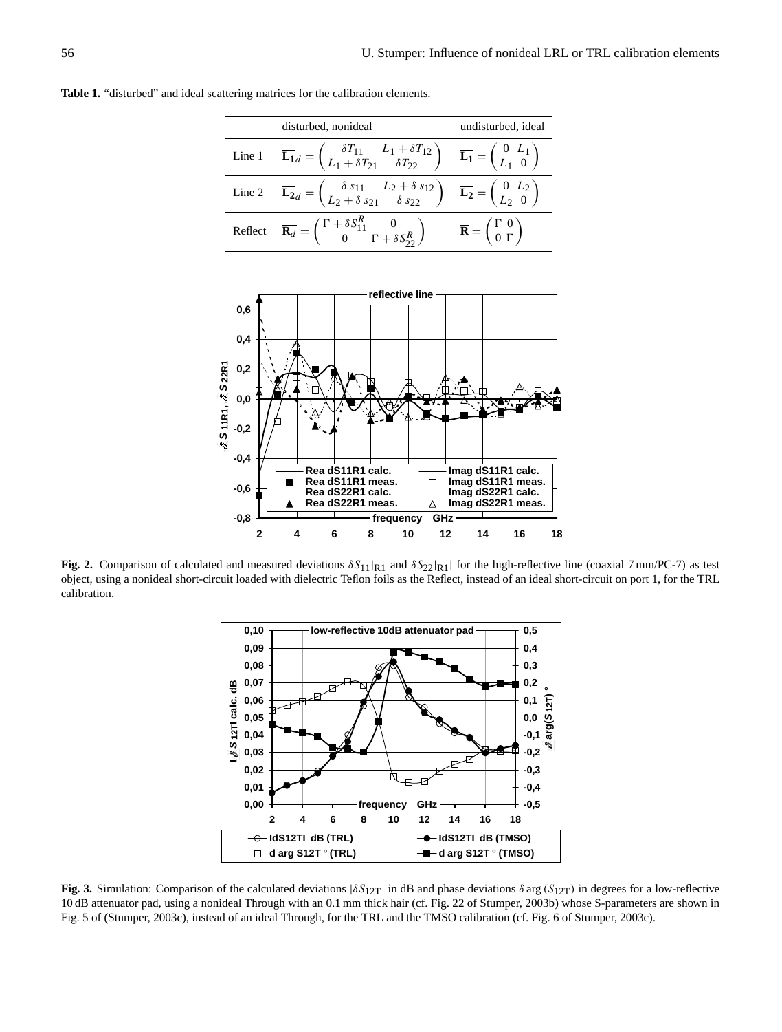**Table 1.** "disturbed" and ideal scattering matrices for the calibration elements.

| | disturbed, nonideal | undisturbed, ideal |
|---|---|---|
| Line 1 | $\overline{\mathbf{L_1}}_d = \begin{pmatrix} \delta T_{11} & L_1 + \delta T_{12} \\ L_1 + \delta T_{21} & \delta T_{22} \end{pmatrix}$ | $\overline{\mathbf{L_1}} = \begin{pmatrix} 0 & L_1 \\ L_1 & 0 \end{pmatrix}$ |
| Line 2 | $\overline{\mathbf{L_2}}_d = \begin{pmatrix} \delta\, s_{11} & L_2 + \delta\, s_{12} \\ L_2 + \delta\, s_{21} & \delta\, s_{22} \end{pmatrix}$ | $\overline{\mathbf{L_2}} = \begin{pmatrix} 0 & L_2 \\ L_2 & 0 \end{pmatrix}$ |
| Reflect | $\overline{\mathbf{R}_d} = \begin{pmatrix} \Gamma + \delta S_{11}^R & 0 \\ 0 & \Gamma + \delta S_{22}^R \end{pmatrix}$ | $\overline{\mathbf{R}} = \begin{pmatrix} \Gamma & 0 \\ 0 & \Gamma \end{pmatrix}$ |

**Fig. 2.** Comparison of calculated and measured deviations $\delta S_{11}|_{\mathrm{R1}}$ and $\delta S_{22}|_{\mathrm{R1}}|$ for the high-reflective line (coaxial 7 mm/PC-7) as test object, using a nonideal short-circuit loaded with dielectric Teflon foils as the Reflect, instead of an ideal short-circuit on port 1, for the TRL calibration.

**Fig. 3.** Simulation: Comparison of the calculated deviations $|\delta S_{12\mathrm{T}}|$ in dB and phase deviations $\delta \arg(S_{12\mathrm{T}})$ in degrees for a low-reflective 10 dB attenuator pad, using a nonideal Through with an 0.1 mm thick hair (cf. Fig. 22 of Stumper, 2003b) whose S-parameters are shown in Fig. 5 of (Stumper, 2003c), instead of an ideal Through, for the TRL and the TMSO calibration (cf. Fig. 6 of Stumper, 2003c).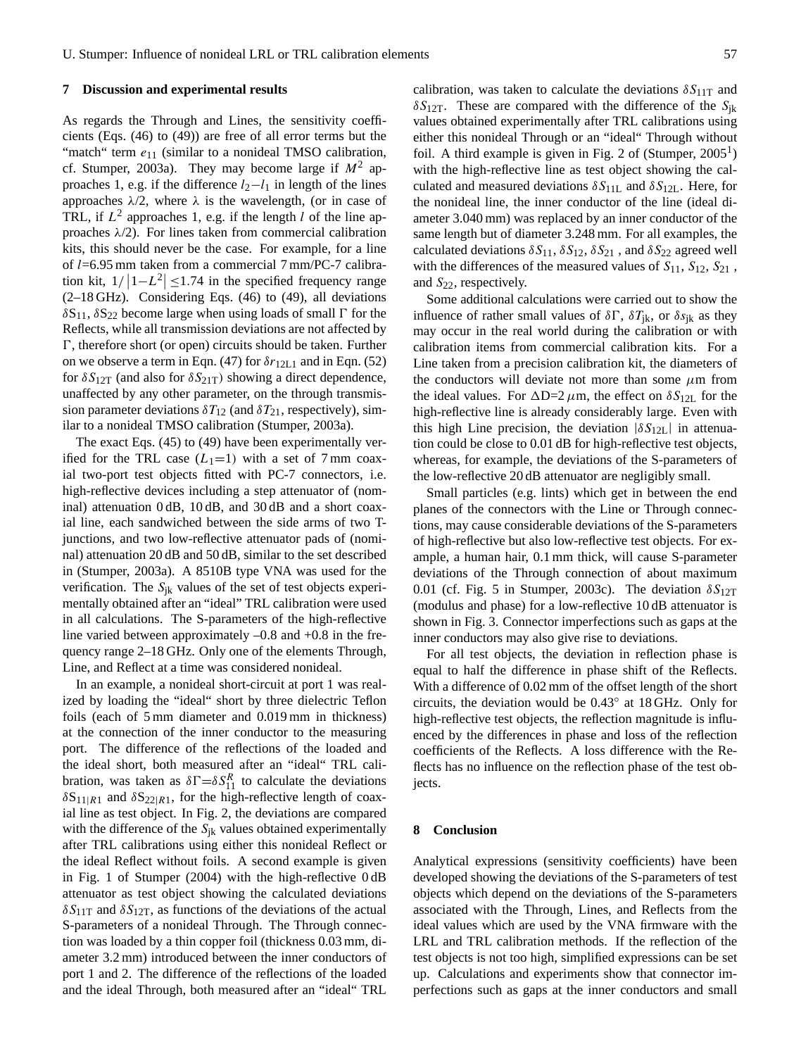## 7 Discussion and experimental results

As regards the Through and Lines, the sensitivity coefficients (Eqs. (46) to (49)) are free of all error terms but the "match" term $e_{11}$ (similar to a nonideal TMSO calibration, cf. Stumper, 2003a). They may become large if $M^2$ approaches 1, e.g. if the difference $l_2 - l_1$ in length of the lines approaches $\lambda/2$, where $\lambda$ is the wavelength, (or in case of TRL, if $L^2$ approaches 1, e.g. if the length $l$ of the line approaches $\lambda/2$). For lines taken from commercial calibration kits, this should never be the case. For example, for a line of $l$=6.95 mm taken from a commercial 7 mm/PC-7 calibration kit, $1/\left|1-L^2\right| \leq 1.74$ in the specified frequency range (2–18 GHz). Considering Eqs. (46) to (49), all deviations $\delta S_{11}$, $\delta S_{22}$ become large when using loads of small $\Gamma$ for the Reflects, while all transmission deviations are not affected by $\Gamma$, therefore short (or open) circuits should be taken. Further on we observe a term in Eqn. (47) for $\delta r_{12L1}$ and in Eqn. (52) for $\delta S_{12T}$ (and also for $\delta S_{21T}$) showing a direct dependence, unaffected by any other parameter, on the through transmission parameter deviations $\delta T_{12}$ (and $\delta T_{21}$, respectively), similar to a nonideal TMSO calibration (Stumper, 2003a).

The exact Eqs. (45) to (49) have been experimentally verified for the TRL case ($L_1$=1) with a set of 7 mm coaxial two-port test objects fitted with PC-7 connectors, i.e. high-reflective devices including a step attenuator of (nominal) attenuation 0 dB, 10 dB, and 30 dB and a short coaxial line, each sandwiched between the side arms of two T-junctions, and two low-reflective attenuator pads of (nominal) attenuation 20 dB and 50 dB, similar to the set described in (Stumper, 2003a). A 8510B type VNA was used for the verification. The $S_{jk}$ values of the set of test objects experimentally obtained after an "ideal" TRL calibration were used in all calculations. The S-parameters of the high-reflective line varied between approximately –0.8 and +0.8 in the frequency range 2–18 GHz. Only one of the elements Through, Line, and Reflect at a time was considered nonideal.

In an example, a nonideal short-circuit at port 1 was realized by loading the "ideal" short by three dielectric Teflon foils (each of 5 mm diameter and 0.019 mm in thickness) at the connection of the inner conductor to the measuring port. The difference of the reflections of the loaded and the ideal short, both measured after an "ideal" TRL calibration, was taken as $\delta\Gamma = \delta S_{11}^R$ to calculate the deviations $\delta S_{11|R1}$ and $\delta S_{22|R1}$, for the high-reflective length of coaxial line as test object. In Fig. 2, the deviations are compared with the difference of the $S_{jk}$ values obtained experimentally after TRL calibrations using either this nonideal Reflect or the ideal Reflect without foils. A second example is given in Fig. 1 of Stumper (2004) with the high-reflective 0 dB attenuator as test object showing the calculated deviations $\delta S_{11T}$ and $\delta S_{12T}$, as functions of the deviations of the actual S-parameters of a nonideal Through. The Through connection was loaded by a thin copper foil (thickness 0.03 mm, diameter 3.2 mm) introduced between the inner conductors of port 1 and 2. The difference of the reflections of the loaded and the ideal Through, both measured after an "ideal" TRL calibration, was taken to calculate the deviations $\delta S_{11T}$ and $\delta S_{12T}$. These are compared with the difference of the $S_{jk}$ values obtained experimentally after TRL calibrations using either this nonideal Through or an "ideal" Through without foil. A third example is given in Fig. 2 of (Stumper, 2005[1]) with the high-reflective line as test object showing the calculated and measured deviations $\delta S_{11L}$ and $\delta S_{12L}$. Here, for the nonideal line, the inner conductor of the line (ideal diameter 3.040 mm) was replaced by an inner conductor of the same length but of diameter 3.248 mm. For all examples, the calculated deviations $\delta S_{11}$, $\delta S_{12}$, $\delta S_{21}$, and $\delta S_{22}$ agreed well with the differences of the measured values of $S_{11}$, $S_{12}$, $S_{21}$, and $S_{22}$, respectively.

Some additional calculations were carried out to show the influence of rather small values of $\delta\Gamma$, $\delta T_{jk}$, or $\delta s_{jk}$ as they may occur in the real world during the calibration or with calibration items from commercial calibration kits. For a Line taken from a precision calibration kit, the diameters of the conductors will deviate not more than some $\mu$m from the ideal values. For $\Delta$D=2 $\mu$m, the effect on $\delta S_{12L}$ for the high-reflective line is already considerably large. Even with this high Line precision, the deviation $|\delta S_{12L}|$ in attenuation could be close to 0.01 dB for high-reflective test objects, whereas, for example, the deviations of the S-parameters of the low-reflective 20 dB attenuator are negligibly small.

Small particles (e.g. lints) which get in between the end planes of the connectors with the Line or Through connections, may cause considerable deviations of the S-parameters of high-reflective but also low-reflective test objects. For example, a human hair, 0.1 mm thick, will cause S-parameter deviations of the Through connection of about maximum 0.01 (cf. Fig. 5 in Stumper, 2003c). The deviation $\delta S_{12T}$ (modulus and phase) for a low-reflective 10 dB attenuator is shown in Fig. 3. Connector imperfections such as gaps at the inner conductors may also give rise to deviations.

For all test objects, the deviation in reflection phase is equal to half the difference in phase shift of the Reflects. With a difference of 0.02 mm of the offset length of the short circuits, the deviation would be 0.43° at 18 GHz. Only for high-reflective test objects, the reflection magnitude is influenced by the differences in phase and loss of the reflection coefficients of the Reflects. A loss difference with the Reflects has no influence on the reflection phase of the test objects.

## 8 Conclusion

Analytical expressions (sensitivity coefficients) have been developed showing the deviations of the S-parameters of test objects which depend on the deviations of the S-parameters associated with the Through, Lines, and Reflects from the ideal values which are used by the VNA firmware with the LRL and TRL calibration methods. If the reflection of the test objects is not too high, simplified expressions can be set up. Calculations and experiments show that connector imperfections such as gaps at the inner conductors and small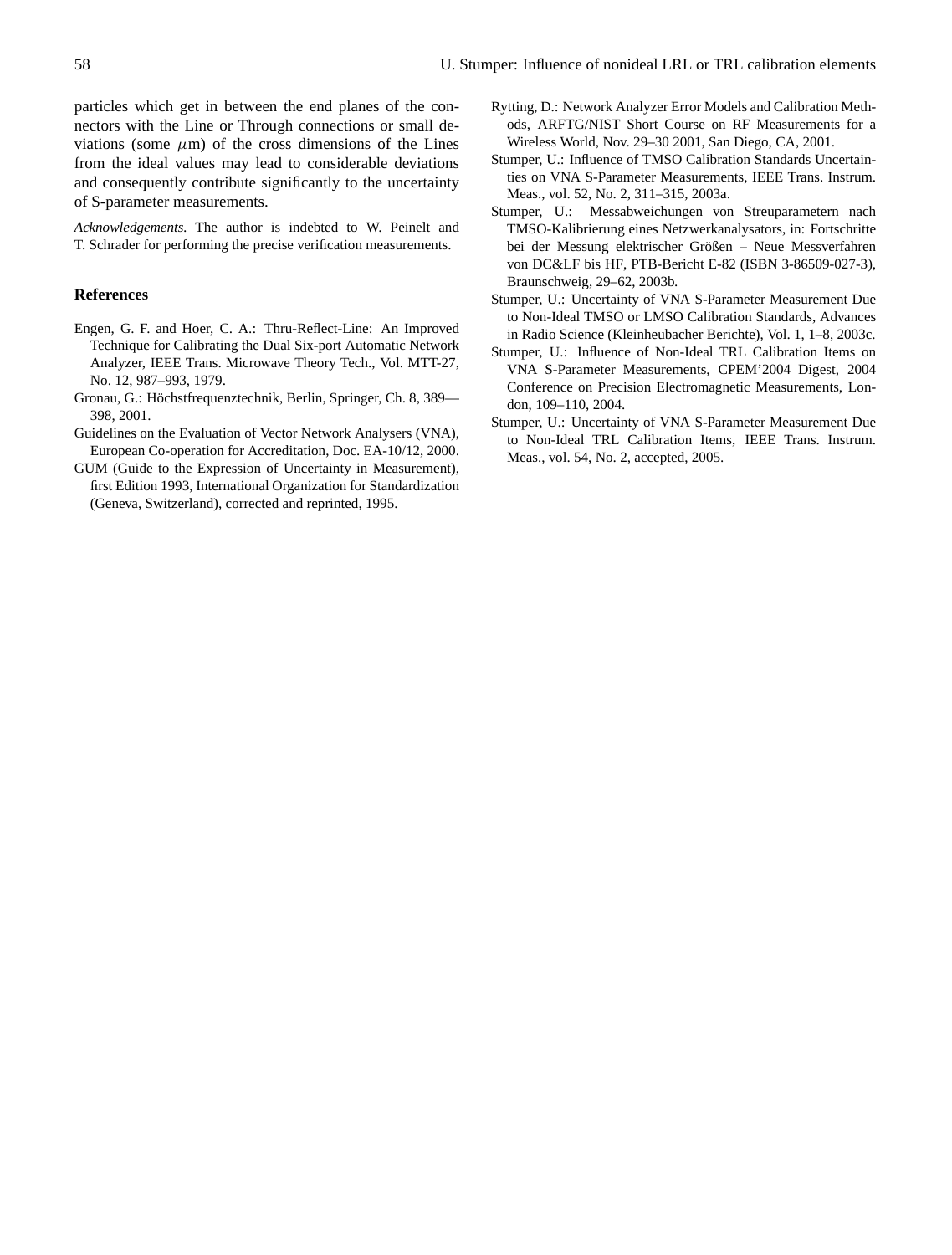particles which get in between the end planes of the connectors with the Line or Through connections or small deviations (some $\mu$m) of the cross dimensions of the Lines from the ideal values may lead to considerable deviations and consequently contribute significantly to the uncertainty of S-parameter measurements.

*Acknowledgements.* The author is indebted to W. Peinelt and T. Schrader for performing the precise verification measurements.

## References

Engen, G. F. and Hoer, C. A.: Thru-Reflect-Line: An Improved Technique for Calibrating the Dual Six-port Automatic Network Analyzer, IEEE Trans. Microwave Theory Tech., Vol. MTT-27, No. 12, 987–993, 1979.

Gronau, G.: Höchstfrequenztechnik, Berlin, Springer, Ch. 8, 389—398, 2001.

Guidelines on the Evaluation of Vector Network Analysers (VNA), European Co-operation for Accreditation, Doc. EA-10/12, 2000.

GUM (Guide to the Expression of Uncertainty in Measurement), first Edition 1993, International Organization for Standardization (Geneva, Switzerland), corrected and reprinted, 1995.

Rytting, D.: Network Analyzer Error Models and Calibration Methods, ARFTG/NIST Short Course on RF Measurements for a Wireless World, Nov. 29–30 2001, San Diego, CA, 2001.

Stumper, U.: Influence of TMSO Calibration Standards Uncertainties on VNA S-Parameter Measurements, IEEE Trans. Instrum. Meas., vol. 52, No. 2, 311–315, 2003a.

Stumper, U.: Messabweichungen von Streuparametern nach TMSO-Kalibrierung eines Netzwerkanalysators, in: Fortschritte bei der Messung elektrischer Größen – Neue Messverfahren von DC&LF bis HF, PTB-Bericht E-82 (ISBN 3-86509-027-3), Braunschweig, 29–62, 2003b.

Stumper, U.: Uncertainty of VNA S-Parameter Measurement Due to Non-Ideal TMSO or LMSO Calibration Standards, Advances in Radio Science (Kleinheubacher Berichte), Vol. 1, 1–8, 2003c.

Stumper, U.: Influence of Non-Ideal TRL Calibration Items on VNA S-Parameter Measurements, CPEM'2004 Digest, 2004 Conference on Precision Electromagnetic Measurements, London, 109–110, 2004.

Stumper, U.: Uncertainty of VNA S-Parameter Measurement Due to Non-Ideal TRL Calibration Items, IEEE Trans. Instrum. Meas., vol. 54, No. 2, accepted, 2005.